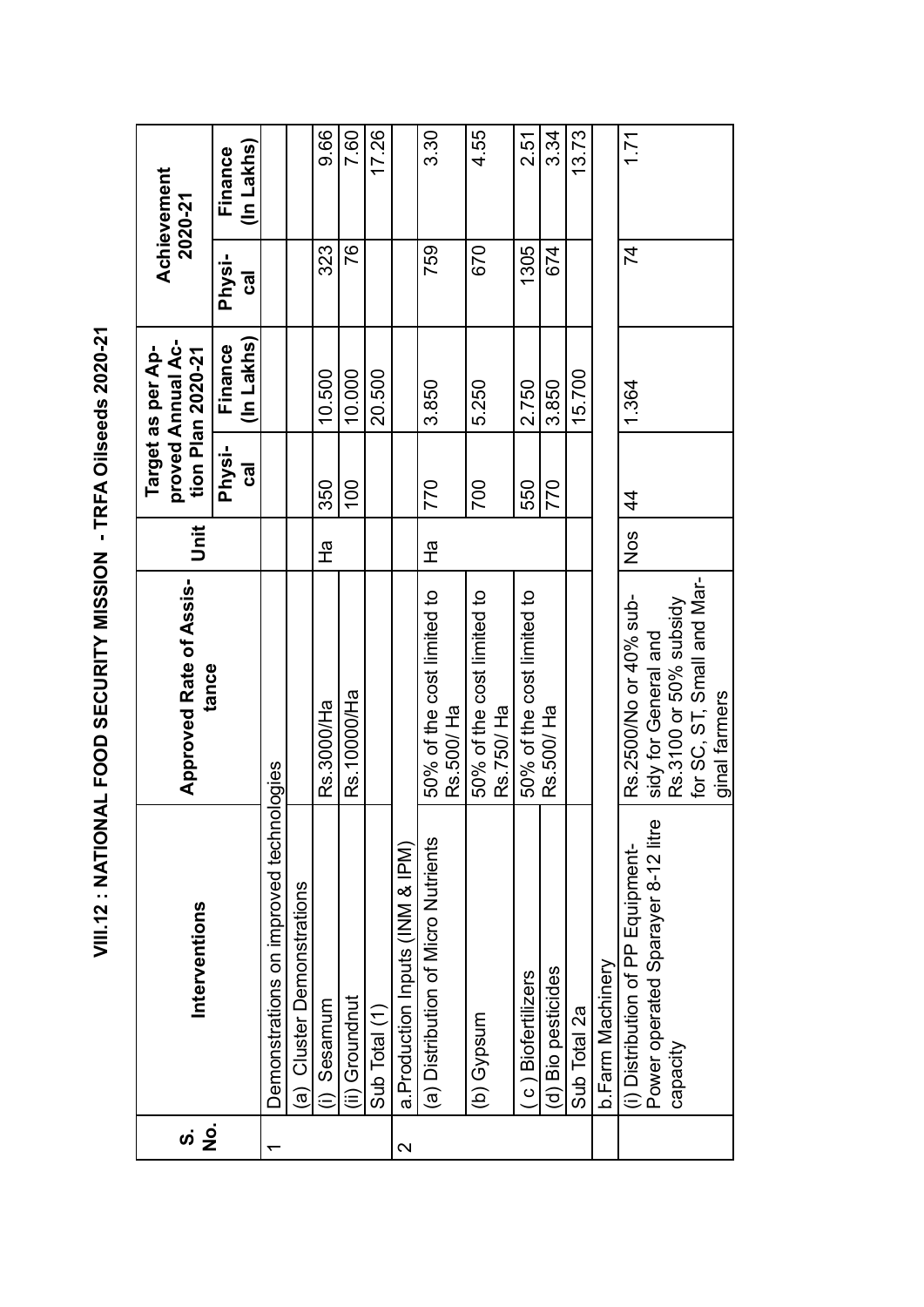# VIII.12 : NATIONAL FOOD SECURITY MISSION - TRFA Oilseeds 2020-21

| S. No. | Interventions | Approved Rate of Assistance | Unit | Target as per Approved Annual Action Plan 2020-21 | | Achievement 2020-21 | |
|---|---|---|---|---|---|---|---|
| | | | | Physical | Finance (In Lakhs) | Physical | Finance (In Lakhs) |
| 1 | Demonstrations on improved technologies | | | | | | |
| | (a) Cluster Demonstrations | | | | | | |
| | (i) Sesamum | Rs.3000/Ha | Ha | 350 | 10.500 | 323 | 9.66 |
| | (ii) Groundnut | Rs.10000/Ha | | 100 | 10.000 | 76 | 7.60 |
| | Sub Total (1) | | | | 20.500 | | 17.26 |
| 2 | a.Production Inputs (INM & IPM) | | | | | | |
| | (a) Distribution of Micro Nutrients | 50% of the cost limited to Rs.500/ Ha | Ha | 770 | 3.850 | 759 | 3.30 |
| | (b) Gypsum | 50% of the cost limited to Rs.750/ Ha | | 700 | 5.250 | 670 | 4.55 |
| | ( c ) Biofertilizers | 50% of the cost limited to Rs.500/ Ha | | 550 | 2.750 | 1305 | 2.51 |
| | (d) Bio pesticides | | | 770 | 3.850 | 674 | 3.34 |
| | Sub Total 2a | | | | 15.700 | | 13.73 |
| | b.Farm Machinery | | | | | | |
| | (i) Distribution of PP Equipment-Power operated Sparayer 8-12 litre capacity | Rs.2500/No or 40% subsidy for General and Rs.3100 or 50% subsidy for SC, ST, Small and Marginal farmers | Nos | 44 | 1.364 | 74 | 1.71 |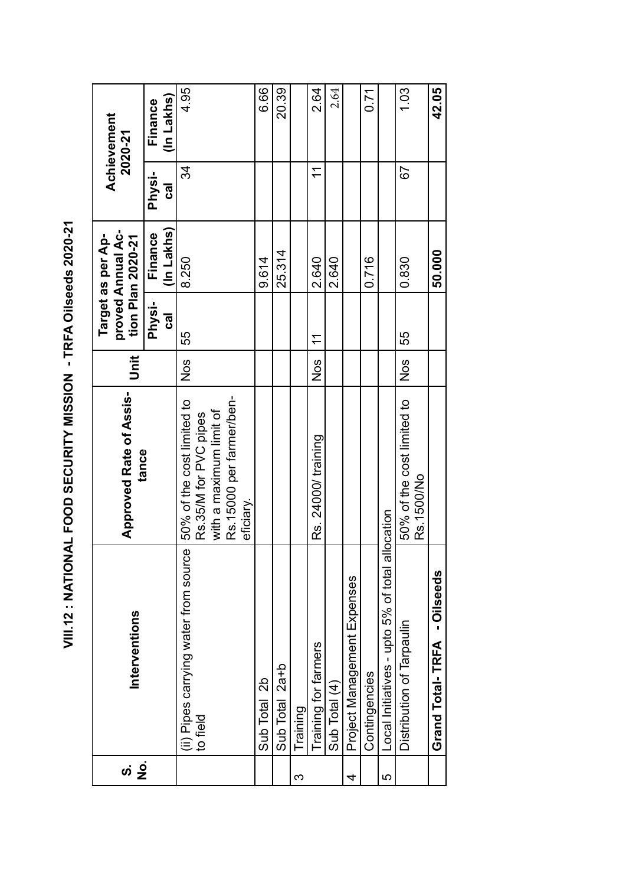# VIII.12 : NATIONAL FOOD SECURITY MISSION - TRFA Oilseeds 2020-21

| S. No. | Interventions | Approved Rate of Assistance | Unit | Target as per Approved Annual Action Plan 2020-21 | | Achievement 2020-21 | |
|---|---|---|---|---|---|---|---|
| | | | | Physical | Finance (In Lakhs) | Physical | Finance (In Lakhs) |
| | (ii) Pipes carrying water from source to field | 50% of the cost limited to Rs.35/M for PVC pipes with a maximum limit of Rs.15000 per farmer/beneficiary. | Nos | 55 | 8.250 | 34 | 4.95 |
| | Sub Total 2b | | | | 9.614 | | 6.66 |
| | Sub Total 2a+b | | | | 25.314 | | 20.39 |
| 3 | Training | | | | | | |
| | Training for farmers | Rs. 24000/ training | Nos | 11 | 2.640 | 11 | 2.64 |
| | Sub Total (4) | | | | 2.640 | | 2.64 |
| 4 | Project Management Expenses | | | | | | |
| | Contingencies | | | | 0.716 | | 0.71 |
| 5 | Local Initiatives - upto 5% of total allocation | | | | | | |
| | Distribution of Tarpaulin | 50% of the cost limited to Rs.1500/No | Nos | 55 | 0.830 | 67 | 1.03 |
| | **Grand Total- TRFA - Oilseeds** | | | | **50.000** | | **42.05** |